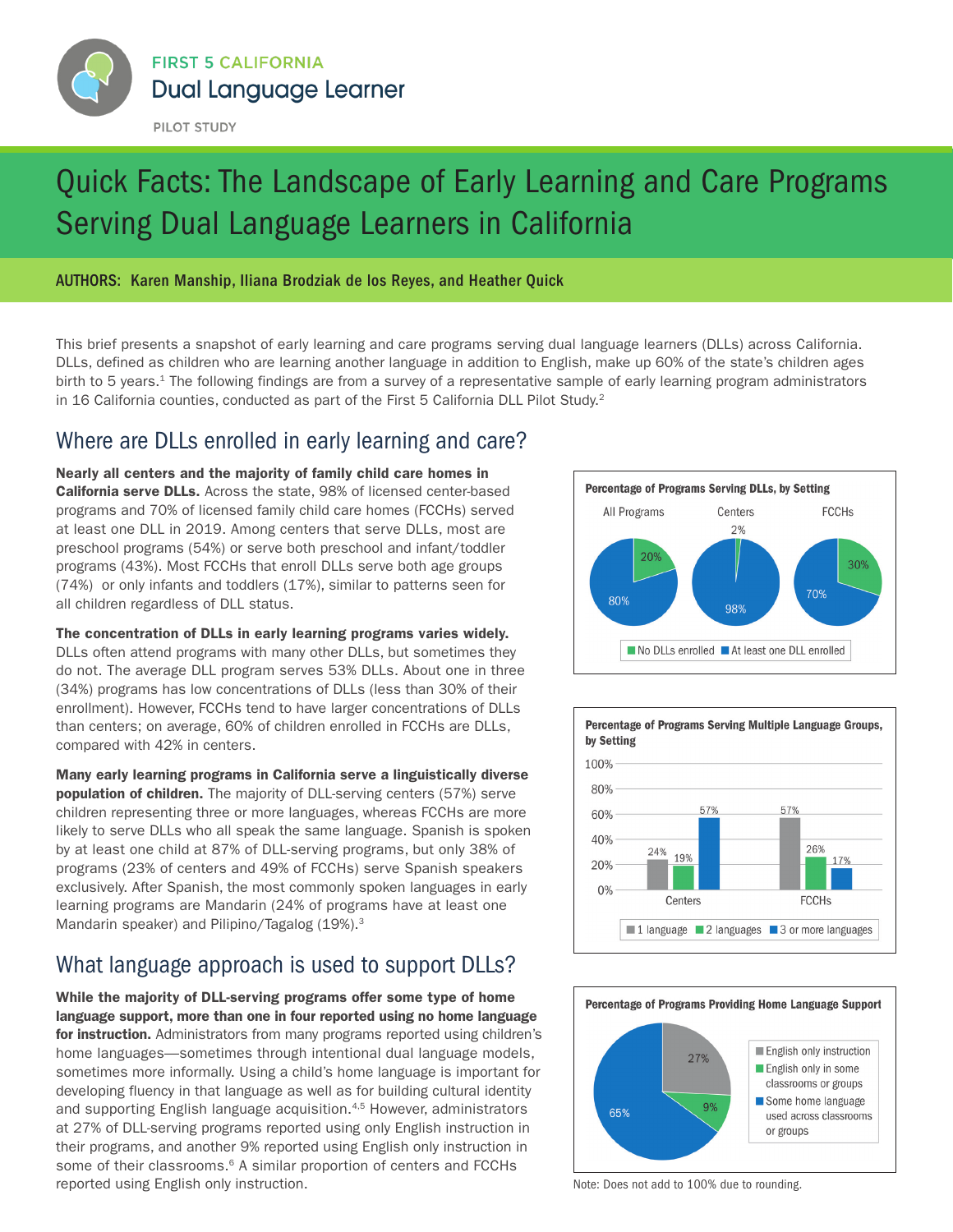FIRST 5 CALIFORNIA

Dual Language Learner

PILOT STUDY

# Quick Facts: The Landscape of Early Learning and Care Programs Serving Dual Language Learners in California

**AUTHORS: Karen Manship, Iliana Brodziak de los Reyes, and Heather Quick**

This brief presents a snapshot of early learning and care programs serving dual language learners (DLLs) across California. DLLs, defined as children who are learning another language in addition to English, make up 60% of the state's children ages birth to 5 years.[1] The following findings are from a survey of a representative sample of early learning program administrators in 16 California counties, conducted as part of the First 5 California DLL Pilot Study.[2]

## Where are DLLs enrolled in early learning and care?

**Nearly all centers and the majority of family child care homes in California serve DLLs.** Across the state, 98% of licensed center-based programs and 70% of licensed family child care homes (FCCHs) served at least one DLL in 2019. Among centers that serve DLLs, most are preschool programs (54%) or serve both preschool and infant/toddler programs (43%). Most FCCHs that enroll DLLs serve both age groups (74%) or only infants and toddlers (17%), similar to patterns seen for all children regardless of DLL status.

**The concentration of DLLs in early learning programs varies widely.** DLLs often attend programs with many other DLLs, but sometimes they do not. The average DLL program serves 53% DLLs. About one in three (34%) programs has low concentrations of DLLs (less than 30% of their enrollment). However, FCCHs tend to have larger concentrations of DLLs than centers; on average, 60% of children enrolled in FCCHs are DLLs, compared with 42% in centers.

**Many early learning programs in California serve a linguistically diverse population of children.** The majority of DLL-serving centers (57%) serve children representing three or more languages, whereas FCCHs are more likely to serve DLLs who all speak the same language. Spanish is spoken by at least one child at 87% of DLL-serving programs, but only 38% of programs (23% of centers and 49% of FCCHs) serve Spanish speakers exclusively. After Spanish, the most commonly spoken languages in early learning programs are Mandarin (24% of programs have at least one Mandarin speaker) and Pilipino/Tagalog (19%).[3]

**Percentage of Programs Serving DLLs, by Setting**

| Setting | No DLLs enrolled | At least one DLL enrolled |
|---|---|---|
| All Programs | 20% | 80% |
| Centers | 2% | 98% |
| FCCHs | 30% | 70% |

**Percentage of Programs Serving Multiple Language Groups, by Setting**

| Setting | 1 language | 2 languages | 3 or more languages |
|---|---|---|---|
| Centers | 24% | 19% | 57% |
| FCCHs | 57% | 26% | 17% |

## What language approach is used to support DLLs?

**While the majority of DLL-serving programs offer some type of home language support, more than one in four reported using no home language for instruction.** Administrators from many programs reported using children's home languages—sometimes through intentional dual language models, sometimes more informally. Using a child's home language is important for developing fluency in that language as well as for building cultural identity and supporting English language acquisition.[4,5] However, administrators at 27% of DLL-serving programs reported using only English instruction in their programs, and another 9% reported using English only instruction in some of their classrooms.[6] A similar proportion of centers and FCCHs reported using English only instruction.

**Percentage of Programs Providing Home Language Support**

| Approach | Percentage |
|---|---|
| English only instruction | 27% |
| English only in some classrooms or groups | 9% |
| Some home language used across classrooms or groups | 65% |

Note: Does not add to 100% due to rounding.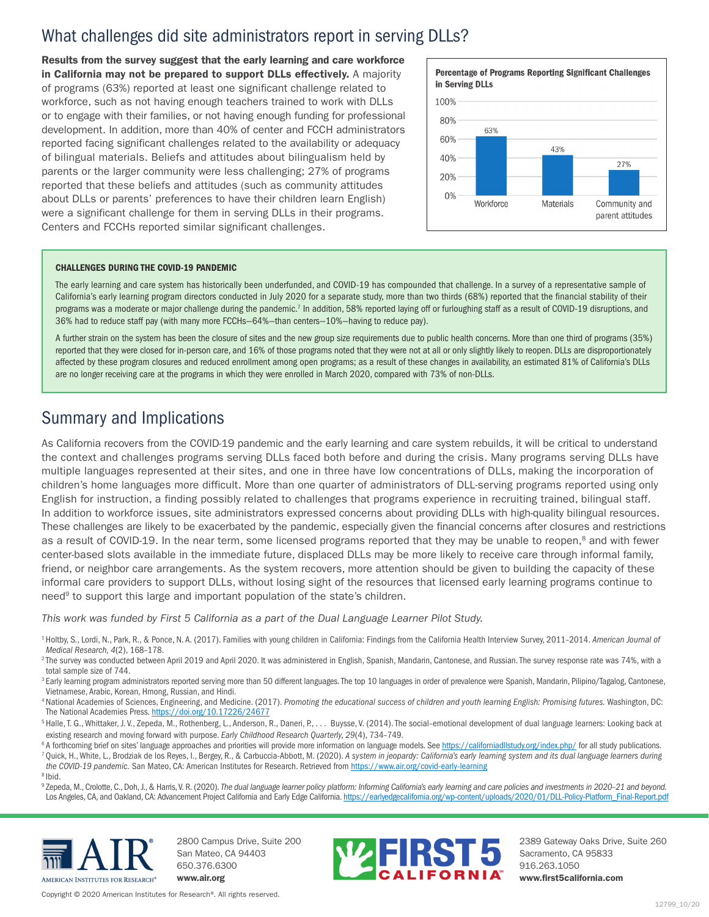## What challenges did site administrators report in serving DLLs?

**Results from the survey suggest that the early learning and care workforce in California may not be prepared to support DLLs effectively.** A majority of programs (63%) reported at least one significant challenge related to workforce, such as not having enough teachers trained to work with DLLs or to engage with their families, or not having enough funding for professional development. In addition, more than 40% of center and FCCH administrators reported facing significant challenges related to the availability or adequacy of bilingual materials. Beliefs and attitudes about bilingualism held by parents or the larger community were less challenging; 27% of programs reported that these beliefs and attitudes (such as community attitudes about DLLs or parents' preferences to have their children learn English) were a significant challenge for them in serving DLLs in their programs. Centers and FCCHs reported similar significant challenges.

**Percentage of Programs Reporting Significant Challenges in Serving DLLs**

100%
80%
60%
40%
20%
0%

Workforce: 63%
Materials: 43%
Community and parent attitudes: 27%

**CHALLENGES DURING THE COVID-19 PANDEMIC**

The early learning and care system has historically been underfunded, and COVID-19 has compounded that challenge. In a survey of a representative sample of California's early learning program directors conducted in July 2020 for a separate study, more than two thirds (68%) reported that the financial stability of their programs was a moderate or major challenge during the pandemic.[7] In addition, 58% reported laying off or furloughing staff as a result of COVID-19 disruptions, and 36% had to reduce staff pay (with many more FCCHs—64%—than centers—10%—having to reduce pay).

A further strain on the system has been the closure of sites and the new group size requirements due to public health concerns. More than one third of programs (35%) reported that they were closed for in-person care, and 16% of those programs noted that they were not at all or only slightly likely to reopen. DLLs are disproportionately affected by these program closures and reduced enrollment among open programs; as a result of these changes in availability, an estimated 81% of California's DLLs are no longer receiving care at the programs in which they were enrolled in March 2020, compared with 73% of non-DLLs.

## Summary and Implications

As California recovers from the COVID-19 pandemic and the early learning and care system rebuilds, it will be critical to understand the context and challenges programs serving DLLs faced both before and during the crisis. Many programs serving DLLs have multiple languages represented at their sites, and one in three have low concentrations of DLLs, making the incorporation of children's home languages more difficult. More than one quarter of administrators of DLL-serving programs reported using only English for instruction, a finding possibly related to challenges that programs experience in recruiting trained, bilingual staff. In addition to workforce issues, site administrators expressed concerns about providing DLLs with high-quality bilingual resources. These challenges are likely to be exacerbated by the pandemic, especially given the financial concerns after closures and restrictions as a result of COVID-19. In the near term, some licensed programs reported that they may be unable to reopen,[8] and with fewer center-based slots available in the immediate future, displaced DLLs may be more likely to receive care through informal family, friend, or neighbor care arrangements. As the system recovers, more attention should be given to building the capacity of these informal care providers to support DLLs, without losing sight of the resources that licensed early learning programs continue to need[9] to support this large and important population of the state's children.

*This work was funded by First 5 California as a part of the Dual Language Learner Pilot Study.*

[1] Holtby, S., Lordi, N., Park, R., & Ponce, N. A. (2017). Families with young children in California: Findings from the California Health Interview Survey, 2011–2014. *American Journal of Medical Research, 4*(2), 168–178.

[2] The survey was conducted between April 2019 and April 2020. It was administered in English, Spanish, Mandarin, Cantonese, and Russian. The survey response rate was 74%, with a total sample size of 744.

[3] Early learning program administrators reported serving more than 50 different languages. The top 10 languages in order of prevalence were Spanish, Mandarin, Pilipino/Tagalog, Cantonese, Vietnamese, Arabic, Korean, Hmong, Russian, and Hindi.

[4] National Academies of Sciences, Engineering, and Medicine. (2017). *Promoting the educational success of children and youth learning English: Promising futures.* Washington, DC: The National Academies Press. https://doi.org/10.17226/24677

[5] Halle, T. G., Whittaker, J. V., Zepeda, M., Rothenberg, L., Anderson, R., Daneri, P., . . . Buysse, V. (2014). The social–emotional development of dual language learners: Looking back at existing research and moving forward with purpose. *Early Childhood Research Quarterly, 29*(4), 734–749.

[6] A forthcoming brief on sites' language approaches and priorities will provide more information on language models. See https://californiadllstudy.org/index.php/ for all study publications.

[7] Quick, H., White, L., Brodziak de los Reyes, I., Bergey, R., & Carbuccia-Abbott, M. (2020). *A system in jeopardy: California's early learning system and its dual language learners during the COVID-19 pandemic.* San Mateo, CA: American Institutes for Research. Retrieved from https://www.air.org/covid-early-learning

[8] Ibid.

[9] Zepeda, M., Crolotte, C., Doh, J., & Harris, V. R. (2020). *The dual language learner policy platform: Informing California's early learning and care policies and investments in 2020–21 and beyond.* Los Angeles, CA, and Oakland, CA: Advancement Project California and Early Edge California. https://earlyedgecalifornia.org/wp-content/uploads/2020/01/DLL-Policy-Platform_Final-Report.pdf

AIR® American Institutes for Research®

2800 Campus Drive, Suite 200
San Mateo, CA 94403
650.376.6300
**www.air.org**

FIRST 5 CALIFORNIA

2389 Gateway Oaks Drive, Suite 260
Sacramento, CA 95833
916.263.1050
**www.first5california.com**

Copyright © 2020 American Institutes for Research®. All rights reserved.

12799_10/20